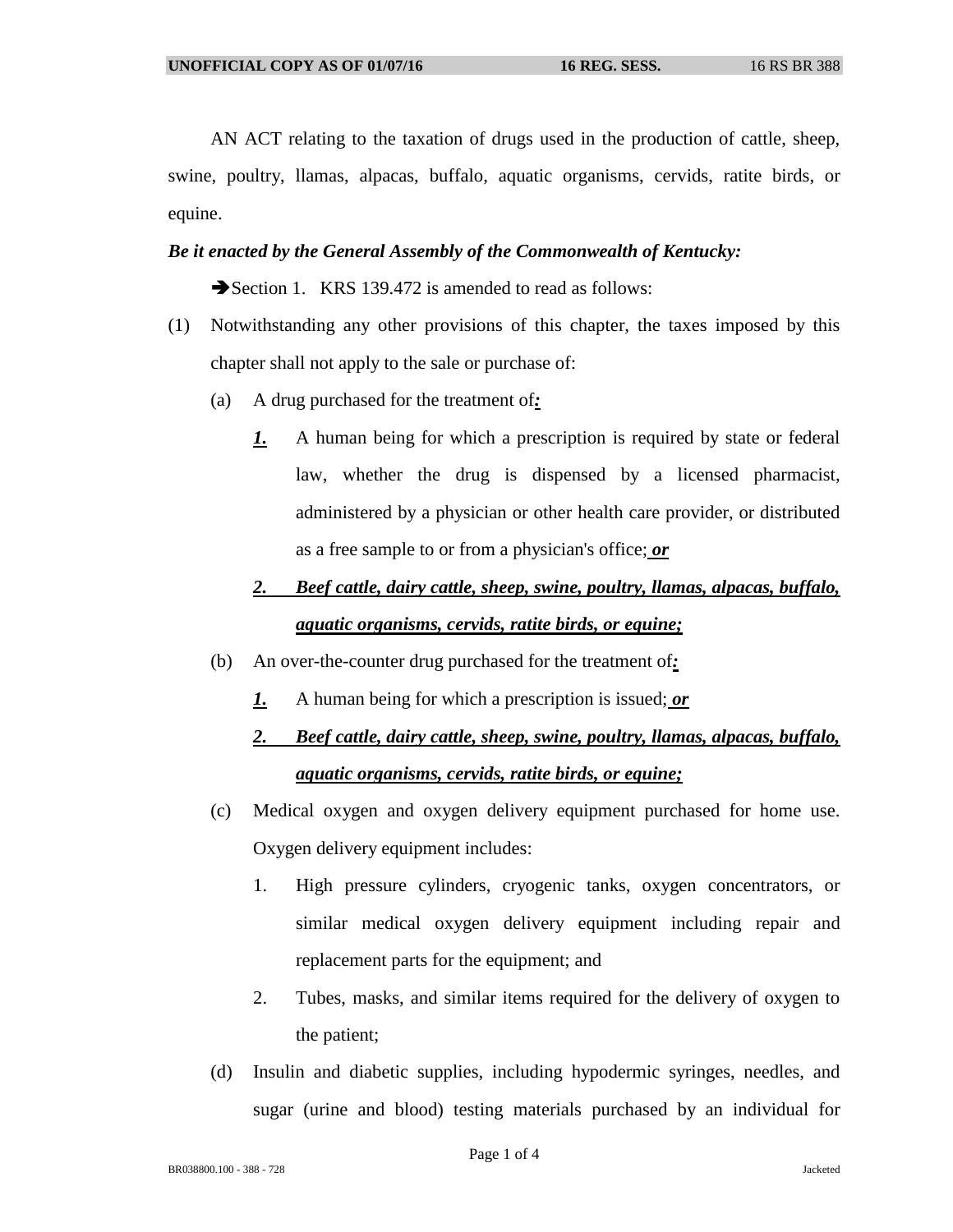AN ACT relating to the taxation of drugs used in the production of cattle, sheep, swine, poultry, llamas, alpacas, buffalo, aquatic organisms, cervids, ratite birds, or equine.

***Be it enacted by the General Assembly of the Commonwealth of Kentucky:***

➔Section 1. KRS 139.472 is amended to read as follows:

(1) Notwithstanding any other provisions of this chapter, the taxes imposed by this chapter shall not apply to the sale or purchase of:

(a) A drug purchased for the treatment of***:***

***1.*** A human being for which a prescription is required by state or federal law, whether the drug is dispensed by a licensed pharmacist, administered by a physician or other health care provider, or distributed as a free sample to or from a physician's office;***or***

***2. Beef cattle, dairy cattle, sheep, swine, poultry, llamas, alpacas, buffalo, aquatic organisms, cervids, ratite birds, or equine;***

(b) An over-the-counter drug purchased for the treatment of***:***

***1.*** A human being for which a prescription is issued;***or***

***2. Beef cattle, dairy cattle, sheep, swine, poultry, llamas, alpacas, buffalo, aquatic organisms, cervids, ratite birds, or equine;***

(c) Medical oxygen and oxygen delivery equipment purchased for home use. Oxygen delivery equipment includes:

1. High pressure cylinders, cryogenic tanks, oxygen concentrators, or similar medical oxygen delivery equipment including repair and replacement parts for the equipment; and

2. Tubes, masks, and similar items required for the delivery of oxygen to the patient;

(d) Insulin and diabetic supplies, including hypodermic syringes, needles, and sugar (urine and blood) testing materials purchased by an individual for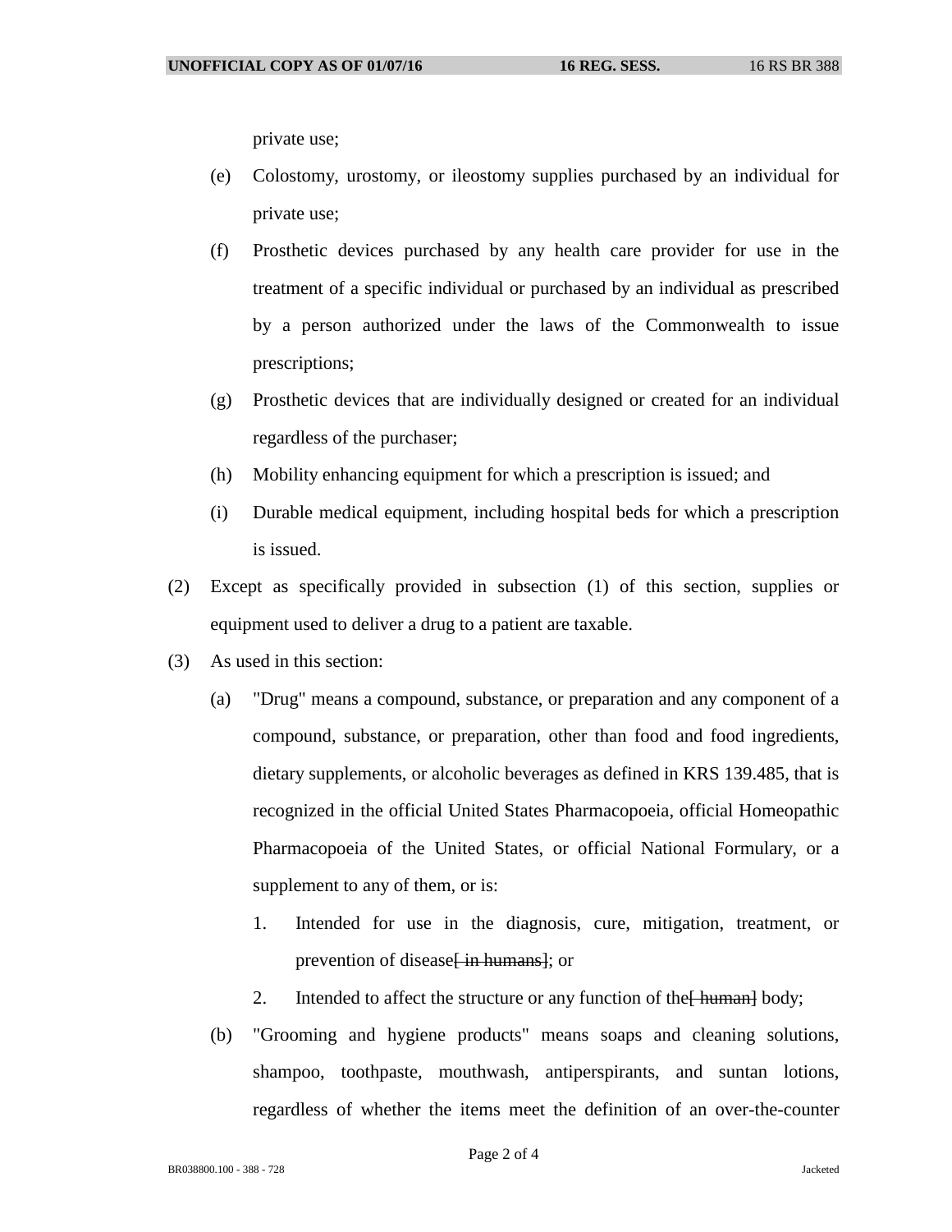private use;

(e) Colostomy, urostomy, or ileostomy supplies purchased by an individual for private use;

(f) Prosthetic devices purchased by any health care provider for use in the treatment of a specific individual or purchased by an individual as prescribed by a person authorized under the laws of the Commonwealth to issue prescriptions;

(g) Prosthetic devices that are individually designed or created for an individual regardless of the purchaser;

(h) Mobility enhancing equipment for which a prescription is issued; and

(i) Durable medical equipment, including hospital beds for which a prescription is issued.

(2) Except as specifically provided in subsection (1) of this section, supplies or equipment used to deliver a drug to a patient are taxable.

(3) As used in this section:

(a) "Drug" means a compound, substance, or preparation and any component of a compound, substance, or preparation, other than food and food ingredients, dietary supplements, or alcoholic beverages as defined in KRS 139.485, that is recognized in the official United States Pharmacopoeia, official Homeopathic Pharmacopoeia of the United States, or official National Formulary, or a supplement to any of them, or is:

1. Intended for use in the diagnosis, cure, mitigation, treatment, or prevention of disease~~[ in humans]~~; or

2. Intended to affect the structure or any function of the~~[ human]~~ body;

(b) "Grooming and hygiene products" means soaps and cleaning solutions, shampoo, toothpaste, mouthwash, antiperspirants, and suntan lotions, regardless of whether the items meet the definition of an over-the-counter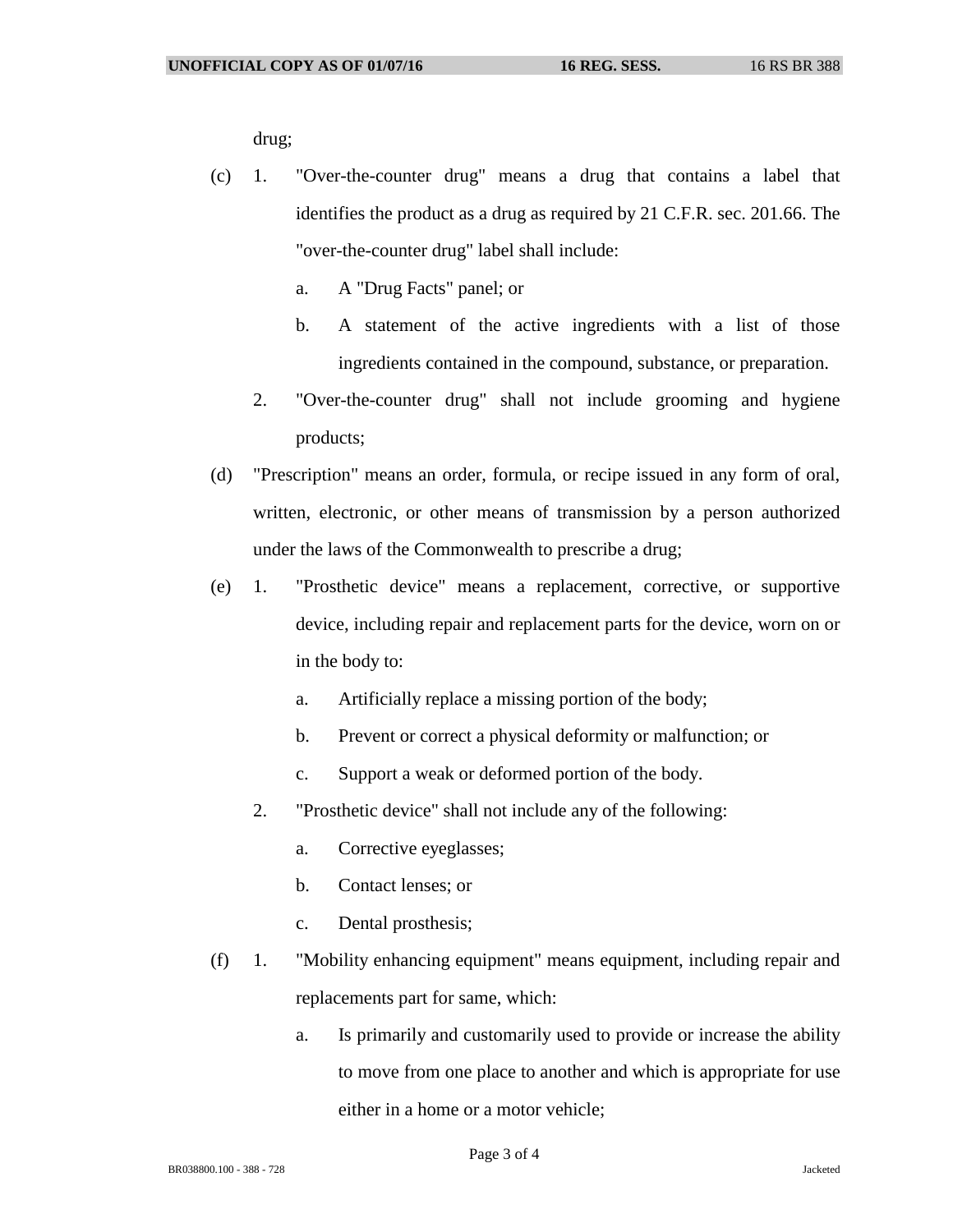drug;

(c) 1. "Over-the-counter drug" means a drug that contains a label that identifies the product as a drug as required by 21 C.F.R. sec. 201.66. The "over-the-counter drug" label shall include:

a. A "Drug Facts" panel; or

b. A statement of the active ingredients with a list of those ingredients contained in the compound, substance, or preparation.

2. "Over-the-counter drug" shall not include grooming and hygiene products;

(d) "Prescription" means an order, formula, or recipe issued in any form of oral, written, electronic, or other means of transmission by a person authorized under the laws of the Commonwealth to prescribe a drug;

(e) 1. "Prosthetic device" means a replacement, corrective, or supportive device, including repair and replacement parts for the device, worn on or in the body to:

a. Artificially replace a missing portion of the body;

b. Prevent or correct a physical deformity or malfunction; or

c. Support a weak or deformed portion of the body.

2. "Prosthetic device" shall not include any of the following:

a. Corrective eyeglasses;

b. Contact lenses; or

c. Dental prosthesis;

(f) 1. "Mobility enhancing equipment" means equipment, including repair and replacements part for same, which:

a. Is primarily and customarily used to provide or increase the ability to move from one place to another and which is appropriate for use either in a home or a motor vehicle;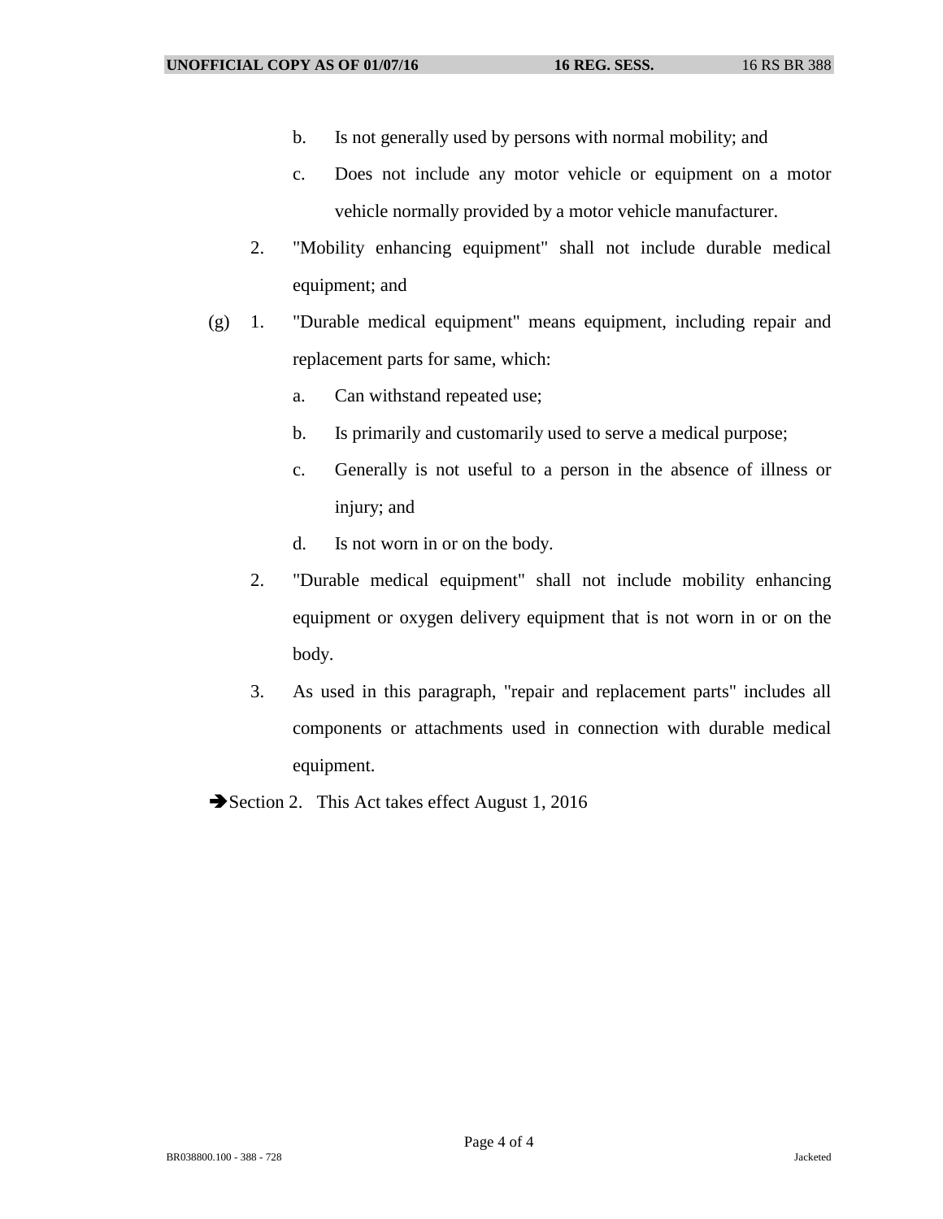b. Is not generally used by persons with normal mobility; and

c. Does not include any motor vehicle or equipment on a motor vehicle normally provided by a motor vehicle manufacturer.

2. "Mobility enhancing equipment" shall not include durable medical equipment; and

(g) 1. "Durable medical equipment" means equipment, including repair and replacement parts for same, which:

a. Can withstand repeated use;

b. Is primarily and customarily used to serve a medical purpose;

c. Generally is not useful to a person in the absence of illness or injury; and

d. Is not worn in or on the body.

2. "Durable medical equipment" shall not include mobility enhancing equipment or oxygen delivery equipment that is not worn in or on the body.

3. As used in this paragraph, "repair and replacement parts" includes all components or attachments used in connection with durable medical equipment.

➔Section 2. This Act takes effect August 1, 2016